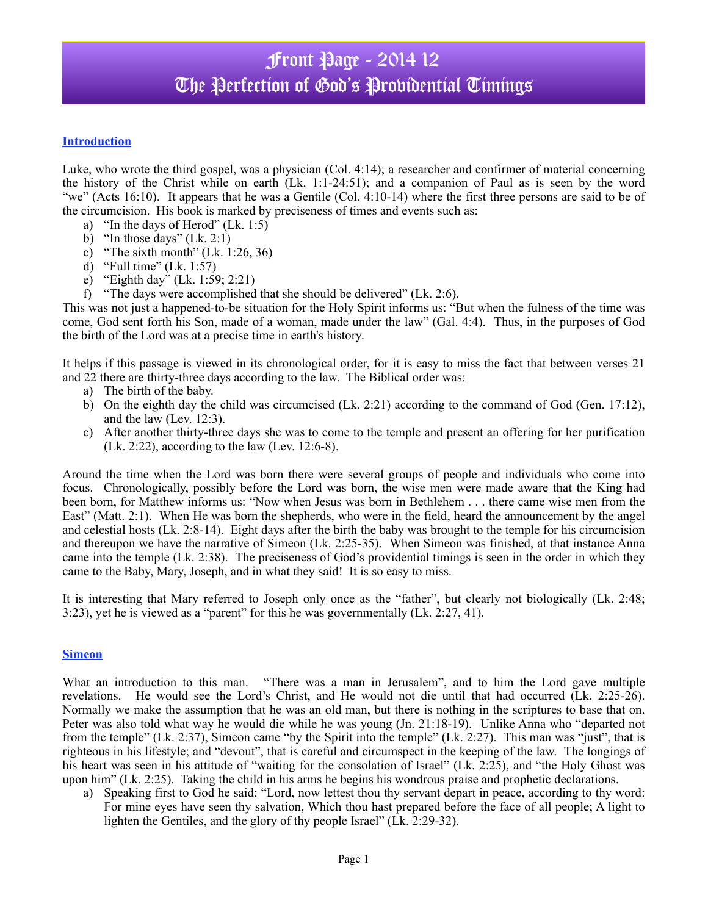# Front Page - 2014 12
# The Perfection of God's Providential Timings

## Introduction

Luke, who wrote the third gospel, was a physician (Col. 4:14); a researcher and confirmer of material concerning the history of the Christ while on earth (Lk. 1:1-24:51); and a companion of Paul as is seen by the word "we" (Acts 16:10). It appears that he was a Gentile (Col. 4:10-14) where the first three persons are said to be of the circumcision. His book is marked by preciseness of times and events such as:

a) "In the days of Herod" (Lk. 1:5)
b) "In those days" (Lk. 2:1)
c) "The sixth month" (Lk. 1:26, 36)
d) "Full time" (Lk. 1:57)
e) "Eighth day" (Lk. 1:59; 2:21)
f) "The days were accomplished that she should be delivered" (Lk. 2:6).

This was not just a happened-to-be situation for the Holy Spirit informs us: "But when the fulness of the time was come, God sent forth his Son, made of a woman, made under the law" (Gal. 4:4). Thus, in the purposes of God the birth of the Lord was at a precise time in earth's history.

It helps if this passage is viewed in its chronological order, for it is easy to miss the fact that between verses 21 and 22 there are thirty-three days according to the law. The Biblical order was:

a) The birth of the baby.
b) On the eighth day the child was circumcised (Lk. 2:21) according to the command of God (Gen. 17:12), and the law (Lev. 12:3).
c) After another thirty-three days she was to come to the temple and present an offering for her purification (Lk. 2:22), according to the law (Lev. 12:6-8).

Around the time when the Lord was born there were several groups of people and individuals who come into focus. Chronologically, possibly before the Lord was born, the wise men were made aware that the King had been born, for Matthew informs us: "Now when Jesus was born in Bethlehem . . . there came wise men from the East" (Matt. 2:1). When He was born the shepherds, who were in the field, heard the announcement by the angel and celestial hosts (Lk. 2:8-14). Eight days after the birth the baby was brought to the temple for his circumcision and thereupon we have the narrative of Simeon (Lk. 2:25-35). When Simeon was finished, at that instance Anna came into the temple (Lk. 2:38). The preciseness of God's providential timings is seen in the order in which they came to the Baby, Mary, Joseph, and in what they said! It is so easy to miss.

It is interesting that Mary referred to Joseph only once as the "father", but clearly not biologically (Lk. 2:48; 3:23), yet he is viewed as a "parent" for this he was governmentally (Lk. 2:27, 41).

## Simeon

What an introduction to this man. "There was a man in Jerusalem", and to him the Lord gave multiple revelations. He would see the Lord's Christ, and He would not die until that had occurred (Lk. 2:25-26). Normally we make the assumption that he was an old man, but there is nothing in the scriptures to base that on. Peter was also told what way he would die while he was young (Jn. 21:18-19). Unlike Anna who "departed not from the temple" (Lk. 2:37), Simeon came "by the Spirit into the temple" (Lk. 2:27). This man was "just", that is righteous in his lifestyle; and "devout", that is careful and circumspect in the keeping of the law. The longings of his heart was seen in his attitude of "waiting for the consolation of Israel" (Lk. 2:25), and "the Holy Ghost was upon him" (Lk. 2:25). Taking the child in his arms he begins his wondrous praise and prophetic declarations.

a) Speaking first to God he said: "Lord, now lettest thou thy servant depart in peace, according to thy word: For mine eyes have seen thy salvation, Which thou hast prepared before the face of all people; A light to lighten the Gentiles, and the glory of thy people Israel" (Lk. 2:29-32).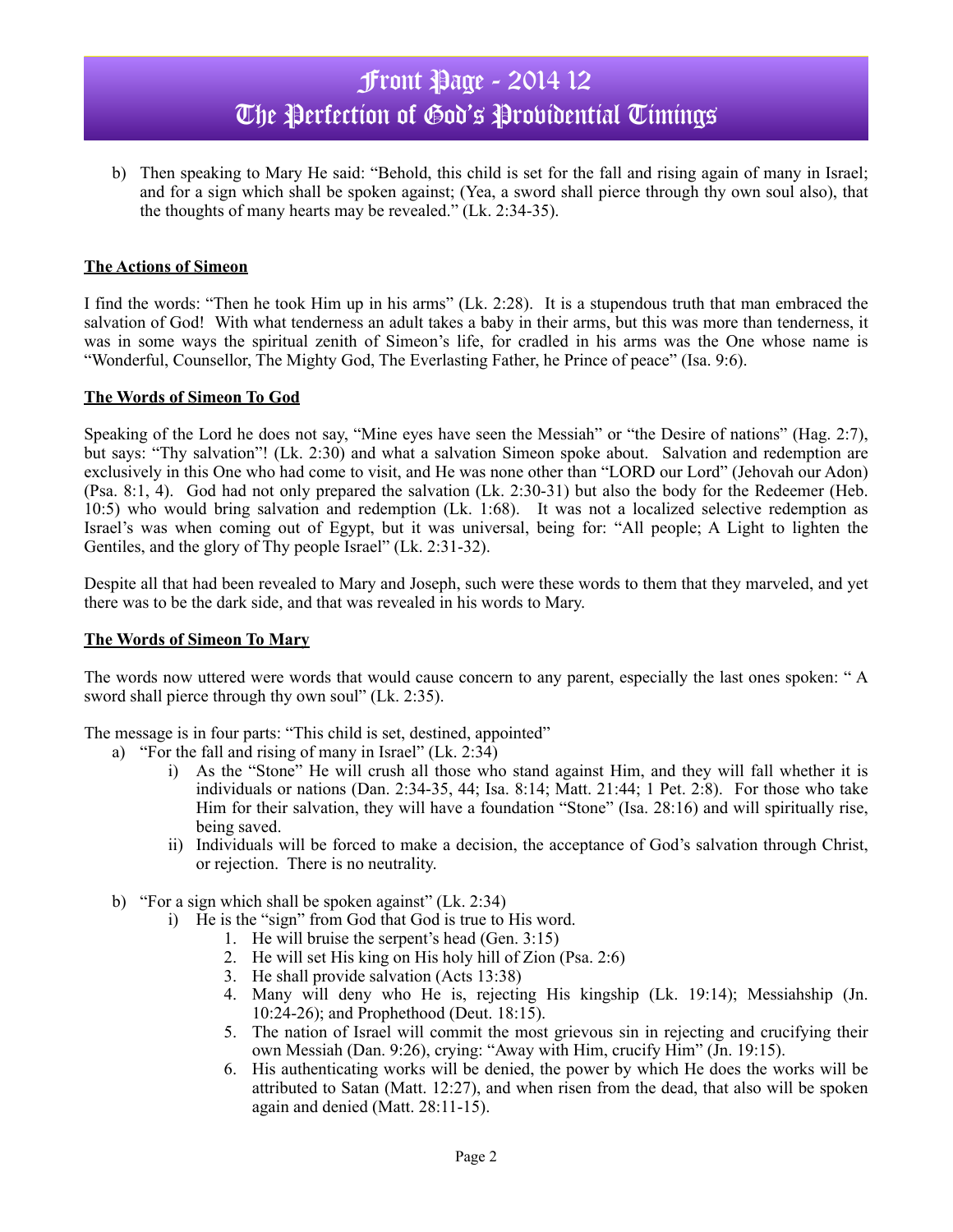b) Then speaking to Mary He said: "Behold, this child is set for the fall and rising again of many in Israel; and for a sign which shall be spoken against; (Yea, a sword shall pierce through thy own soul also), that the thoughts of many hearts may be revealed." (Lk. 2:34-35).

**The Actions of Simeon**

I find the words: "Then he took Him up in his arms" (Lk. 2:28). It is a stupendous truth that man embraced the salvation of God! With what tenderness an adult takes a baby in their arms, but this was more than tenderness, it was in some ways the spiritual zenith of Simeon's life, for cradled in his arms was the One whose name is "Wonderful, Counsellor, The Mighty God, The Everlasting Father, he Prince of peace" (Isa. 9:6).

**The Words of Simeon To God**

Speaking of the Lord he does not say, "Mine eyes have seen the Messiah" or "the Desire of nations" (Hag. 2:7), but says: "Thy salvation"! (Lk. 2:30) and what a salvation Simeon spoke about. Salvation and redemption are exclusively in this One who had come to visit, and He was none other than "LORD our Lord" (Jehovah our Adon) (Psa. 8:1, 4). God had not only prepared the salvation (Lk. 2:30-31) but also the body for the Redeemer (Heb. 10:5) who would bring salvation and redemption (Lk. 1:68). It was not a localized selective redemption as Israel's was when coming out of Egypt, but it was universal, being for: "All people; A Light to lighten the Gentiles, and the glory of Thy people Israel" (Lk. 2:31-32).

Despite all that had been revealed to Mary and Joseph, such were these words to them that they marveled, and yet there was to be the dark side, and that was revealed in his words to Mary.

**The Words of Simeon To Mary**

The words now uttered were words that would cause concern to any parent, especially the last ones spoken: " A sword shall pierce through thy own soul" (Lk. 2:35).

The message is in four parts: "This child is set, destined, appointed"

a) "For the fall and rising of many in Israel" (Lk. 2:34)
   i) As the "Stone" He will crush all those who stand against Him, and they will fall whether it is individuals or nations (Dan. 2:34-35, 44; Isa. 8:14; Matt. 21:44; 1 Pet. 2:8). For those who take Him for their salvation, they will have a foundation "Stone" (Isa. 28:16) and will spiritually rise, being saved.
   ii) Individuals will be forced to make a decision, the acceptance of God's salvation through Christ, or rejection. There is no neutrality.

b) "For a sign which shall be spoken against" (Lk. 2:34)
   i) He is the "sign" from God that God is true to His word.
      1. He will bruise the serpent's head (Gen. 3:15)
      2. He will set His king on His holy hill of Zion (Psa. 2:6)
      3. He shall provide salvation (Acts 13:38)
      4. Many will deny who He is, rejecting His kingship (Lk. 19:14); Messiahship (Jn. 10:24-26); and Prophethood (Deut. 18:15).
      5. The nation of Israel will commit the most grievous sin in rejecting and crucifying their own Messiah (Dan. 9:26), crying: "Away with Him, crucify Him" (Jn. 19:15).
      6. His authenticating works will be denied, the power by which He does the works will be attributed to Satan (Matt. 12:27), and when risen from the dead, that also will be spoken again and denied (Matt. 28:11-15).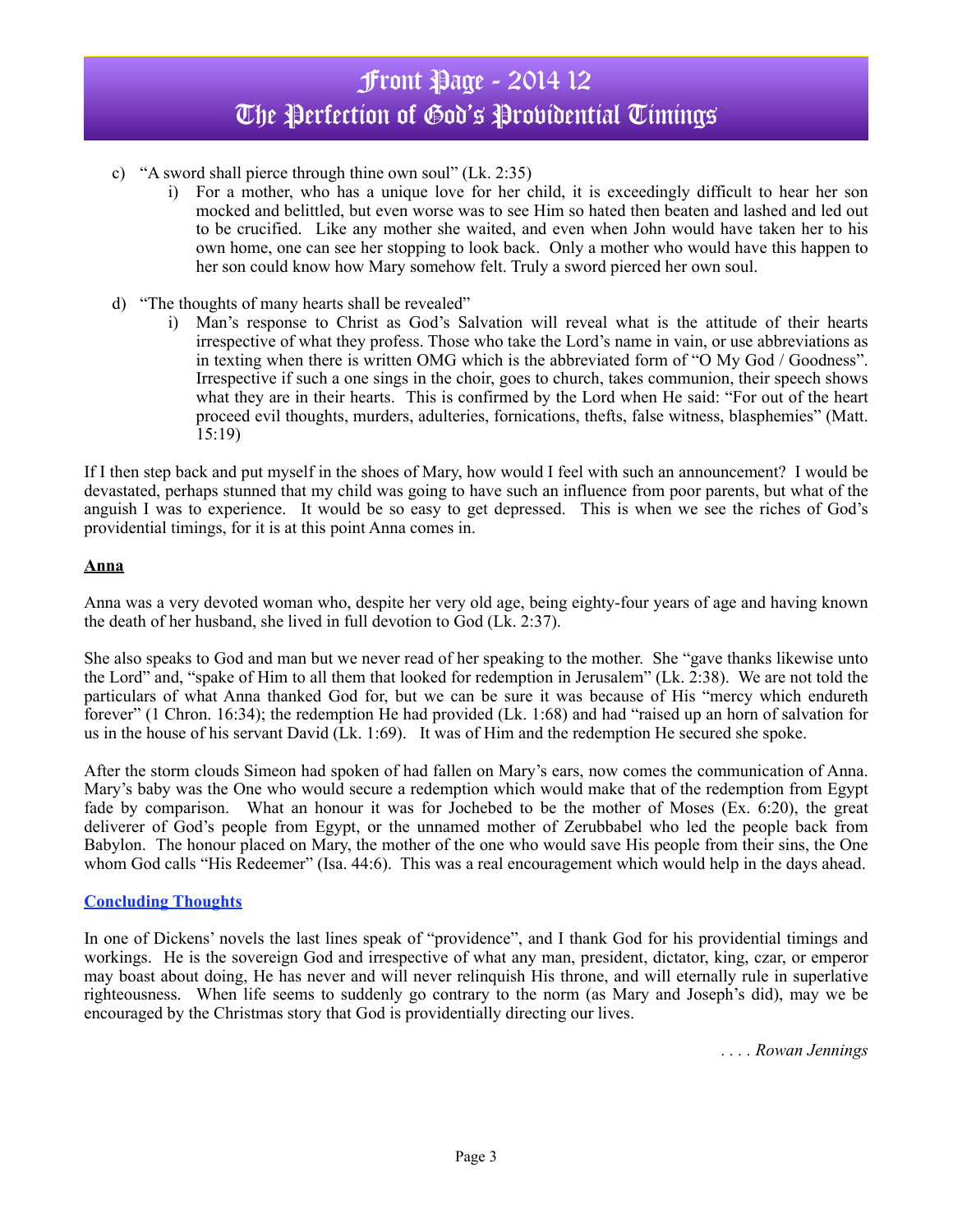c) "A sword shall pierce through thine own soul" (Lk. 2:35)

   i) For a mother, who has a unique love for her child, it is exceedingly difficult to hear her son mocked and belittled, but even worse was to see Him so hated then beaten and lashed and led out to be crucified. Like any mother she waited, and even when John would have taken her to his own home, one can see her stopping to look back. Only a mother who would have this happen to her son could know how Mary somehow felt. Truly a sword pierced her own soul.

d) "The thoughts of many hearts shall be revealed"

   i) Man's response to Christ as God's Salvation will reveal what is the attitude of their hearts irrespective of what they profess. Those who take the Lord's name in vain, or use abbreviations as in texting when there is written OMG which is the abbreviated form of "O My God / Goodness". Irrespective if such a one sings in the choir, goes to church, takes communion, their speech shows what they are in their hearts. This is confirmed by the Lord when He said: "For out of the heart proceed evil thoughts, murders, adulteries, fornications, thefts, false witness, blasphemies" (Matt. 15:19)

If I then step back and put myself in the shoes of Mary, how would I feel with such an announcement? I would be devastated, perhaps stunned that my child was going to have such an influence from poor parents, but what of the anguish I was to experience. It would be so easy to get depressed. This is when we see the riches of God's providential timings, for it is at this point Anna comes in.

**Anna**

Anna was a very devoted woman who, despite her very old age, being eighty-four years of age and having known the death of her husband, she lived in full devotion to God (Lk. 2:37).

She also speaks to God and man but we never read of her speaking to the mother. She "gave thanks likewise unto the Lord" and, "spake of Him to all them that looked for redemption in Jerusalem" (Lk. 2:38). We are not told the particulars of what Anna thanked God for, but we can be sure it was because of His "mercy which endureth forever" (1 Chron. 16:34); the redemption He had provided (Lk. 1:68) and had "raised up an horn of salvation for us in the house of his servant David (Lk. 1:69). It was of Him and the redemption He secured she spoke.

After the storm clouds Simeon had spoken of had fallen on Mary's ears, now comes the communication of Anna. Mary's baby was the One who would secure a redemption which would make that of the redemption from Egypt fade by comparison. What an honour it was for Jochebed to be the mother of Moses (Ex. 6:20), the great deliverer of God's people from Egypt, or the unnamed mother of Zerubbabel who led the people back from Babylon. The honour placed on Mary, the mother of the one who would save His people from their sins, the One whom God calls "His Redeemer" (Isa. 44:6). This was a real encouragement which would help in the days ahead.

**Concluding Thoughts**

In one of Dickens' novels the last lines speak of "providence", and I thank God for his providential timings and workings. He is the sovereign God and irrespective of what any man, president, dictator, king, czar, or emperor may boast about doing, He has never and will never relinquish His throne, and will eternally rule in superlative righteousness. When life seems to suddenly go contrary to the norm (as Mary and Joseph's did), may we be encouraged by the Christmas story that God is providentially directing our lives.

. . . . *Rowan Jennings*